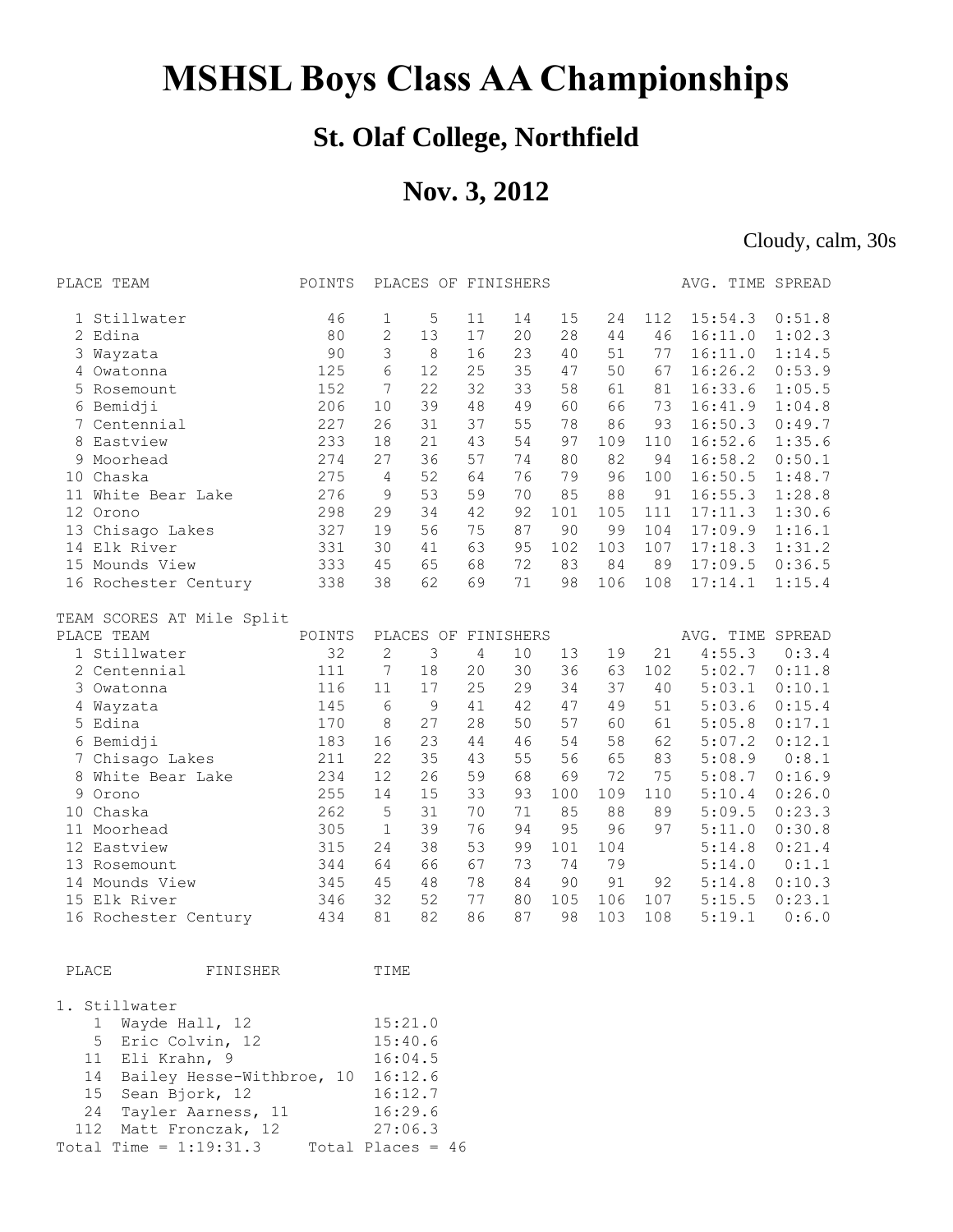# MSHSL Boys Class AA Championships

## St. Olaf College, Northfield

## Nov. 3, 2012

Cloudy, calm, 30s

| PLACE | TEAM | POINTS | PLACES OF FINISHERS | | | | | | | AVG. TIME | SPREAD |
|---|---|---|---|---|---|---|---|---|---|---|---|
| 1 | Stillwater | 46 | 1 | 5 | 11 | 14 | 15 | 24 | 112 | 15:54.3 | 0:51.8 |
| 2 | Edina | 80 | 2 | 13 | 17 | 20 | 28 | 44 | 46 | 16:11.0 | 1:02.3 |
| 3 | Wayzata | 90 | 3 | 8 | 16 | 23 | 40 | 51 | 77 | 16:11.0 | 1:14.5 |
| 4 | Owatonna | 125 | 6 | 12 | 25 | 35 | 47 | 50 | 67 | 16:26.2 | 0:53.9 |
| 5 | Rosemount | 152 | 7 | 22 | 32 | 33 | 58 | 61 | 81 | 16:33.6 | 1:05.5 |
| 6 | Bemidji | 206 | 10 | 39 | 48 | 49 | 60 | 66 | 73 | 16:41.9 | 1:04.8 |
| 7 | Centennial | 227 | 26 | 31 | 37 | 55 | 78 | 86 | 93 | 16:50.3 | 0:49.7 |
| 8 | Eastview | 233 | 18 | 21 | 43 | 54 | 97 | 109 | 110 | 16:52.6 | 1:35.6 |
| 9 | Moorhead | 274 | 27 | 36 | 57 | 74 | 80 | 82 | 94 | 16:58.2 | 0:50.1 |
| 10 | Chaska | 275 | 4 | 52 | 64 | 76 | 79 | 96 | 100 | 16:50.5 | 1:48.7 |
| 11 | White Bear Lake | 276 | 9 | 53 | 59 | 70 | 85 | 88 | 91 | 16:55.3 | 1:28.8 |
| 12 | Orono | 298 | 29 | 34 | 42 | 92 | 101 | 105 | 111 | 17:11.3 | 1:30.6 |
| 13 | Chisago Lakes | 327 | 19 | 56 | 75 | 87 | 90 | 99 | 104 | 17:09.9 | 1:16.1 |
| 14 | Elk River | 331 | 30 | 41 | 63 | 95 | 102 | 103 | 107 | 17:18.3 | 1:31.2 |
| 15 | Mounds View | 333 | 45 | 65 | 68 | 72 | 83 | 84 | 89 | 17:09.5 | 0:36.5 |
| 16 | Rochester Century | 338 | 38 | 62 | 69 | 71 | 98 | 106 | 108 | 17:14.1 | 1:15.4 |

TEAM SCORES AT Mile Split

| PLACE | TEAM | POINTS | PLACES OF FINISHERS | | | | | | | AVG. TIME | SPREAD |
|---|---|---|---|---|---|---|---|---|---|---|---|
| 1 | Stillwater | 32 | 2 | 3 | 4 | 10 | 13 | 19 | 21 | 4:55.3 | 0:3.4 |
| 2 | Centennial | 111 | 7 | 18 | 20 | 30 | 36 | 63 | 102 | 5:02.7 | 0:11.8 |
| 3 | Owatonna | 116 | 11 | 17 | 25 | 29 | 34 | 37 | 40 | 5:03.1 | 0:10.1 |
| 4 | Wayzata | 145 | 6 | 9 | 41 | 42 | 47 | 49 | 51 | 5:03.6 | 0:15.4 |
| 5 | Edina | 170 | 8 | 27 | 28 | 50 | 57 | 60 | 61 | 5:05.8 | 0:17.1 |
| 6 | Bemidji | 183 | 16 | 23 | 44 | 46 | 54 | 58 | 62 | 5:07.2 | 0:12.1 |
| 7 | Chisago Lakes | 211 | 22 | 35 | 43 | 55 | 56 | 65 | 83 | 5:08.9 | 0:8.1 |
| 8 | White Bear Lake | 234 | 12 | 26 | 59 | 68 | 69 | 72 | 75 | 5:08.7 | 0:16.9 |
| 9 | Orono | 255 | 14 | 15 | 33 | 93 | 100 | 109 | 110 | 5:10.4 | 0:26.0 |
| 10 | Chaska | 262 | 5 | 31 | 70 | 71 | 85 | 88 | 89 | 5:09.5 | 0:23.3 |
| 11 | Moorhead | 305 | 1 | 39 | 76 | 94 | 95 | 96 | 97 | 5:11.0 | 0:30.8 |
| 12 | Eastview | 315 | 24 | 38 | 53 | 99 | 101 | 104 | | 5:14.8 | 0:21.4 |
| 13 | Rosemount | 344 | 64 | 66 | 67 | 73 | 74 | 79 | | 5:14.0 | 0:1.1 |
| 14 | Mounds View | 345 | 45 | 48 | 78 | 84 | 90 | 91 | 92 | 5:14.8 | 0:10.3 |
| 15 | Elk River | 346 | 32 | 52 | 77 | 80 | 105 | 106 | 107 | 5:15.5 | 0:23.1 |
| 16 | Rochester Century | 434 | 81 | 82 | 86 | 87 | 98 | 103 | 108 | 5:19.1 | 0:6.0 |

| PLACE | FINISHER | TIME |
|---|---|---|
| **1. Stillwater** | | |
| 1 | Wayde Hall, 12 | 15:21.0 |
| 5 | Eric Colvin, 12 | 15:40.6 |
| 11 | Eli Krahn, 9 | 16:04.5 |
| 14 | Bailey Hesse-Withbroe, 10 | 16:12.6 |
| 15 | Sean Bjork, 12 | 16:12.7 |
| 24 | Tayler Aarness, 11 | 16:29.6 |
| 112 | Matt Fronczak, 12 | 27:06.3 |

Total Time = 1:19:31.3     Total Places = 46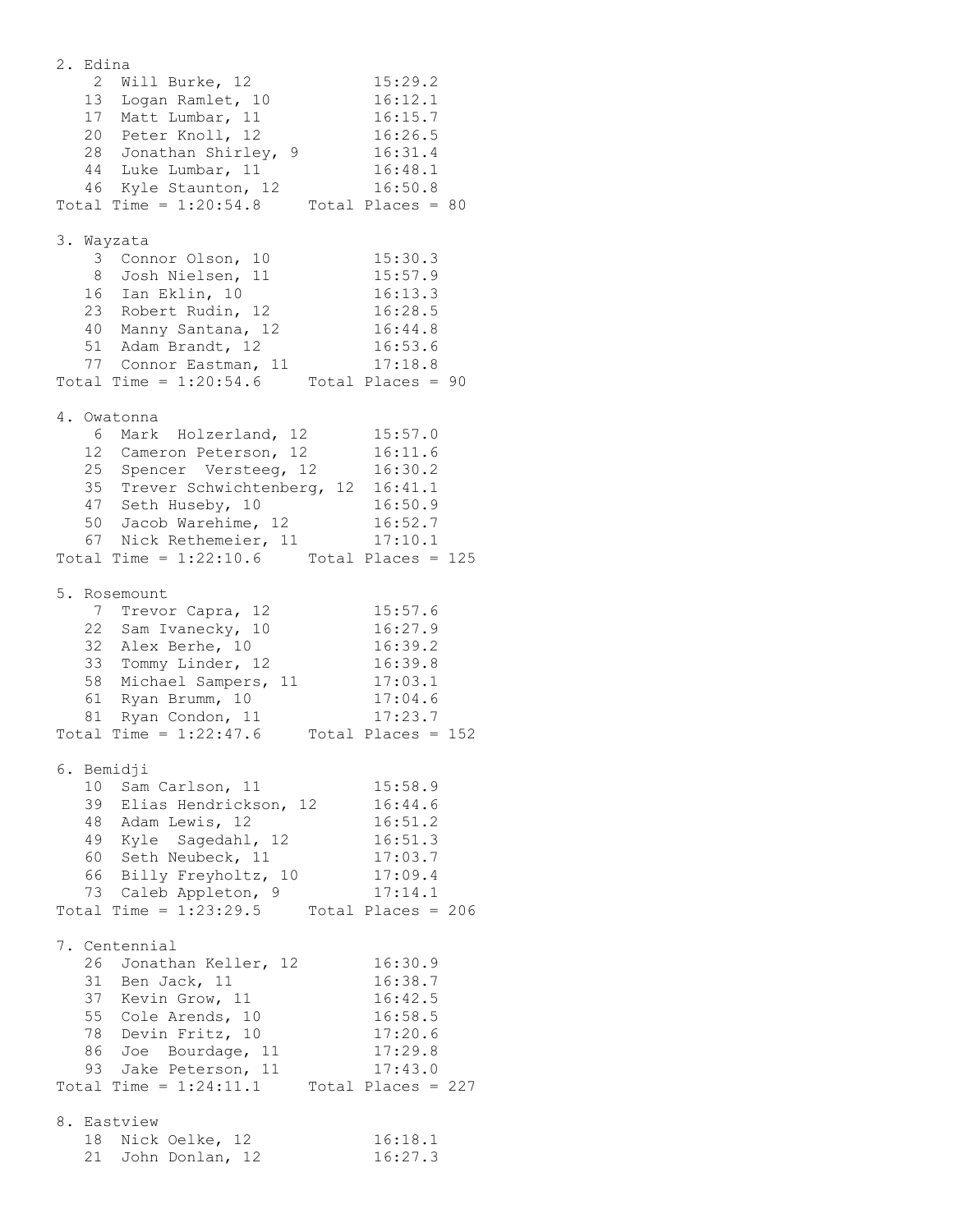```
2. Edina
    2  Will Burke, 12             15:29.2
   13  Logan Ramlet, 10           16:12.1
   17  Matt Lumbar, 11            16:15.7
   20  Peter Knoll, 12            16:26.5
   28  Jonathan Shirley, 9        16:31.4
   44  Luke Lumbar, 11            16:48.1
   46  Kyle Staunton, 12          16:50.8
Total Time = 1:20:54.8     Total Places = 80

3. Wayzata
    3  Connor Olson, 10           15:30.3
    8  Josh Nielsen, 11           15:57.9
   16  Ian Eklin, 10              16:13.3
   23  Robert Rudin, 12           16:28.5
   40  Manny Santana, 12          16:44.8
   51  Adam Brandt, 12            16:53.6
   77  Connor Eastman, 11         17:18.8
Total Time = 1:20:54.6     Total Places = 90

4. Owatonna
    6  Mark  Holzerland, 12       15:57.0
   12  Cameron Peterson, 12       16:11.6
   25  Spencer  Versteeg, 12      16:30.2
   35  Trever Schwichtenberg, 12  16:41.1
   47  Seth Huseby, 10            16:50.9
   50  Jacob Warehime, 12         16:52.7
   67  Nick Rethemeier, 11        17:10.1
Total Time = 1:22:10.6     Total Places = 125

5. Rosemount
    7  Trevor Capra, 12           15:57.6
   22  Sam Ivanecky, 10           16:27.9
   32  Alex Berhe, 10             16:39.2
   33  Tommy Linder, 12           16:39.8
   58  Michael Sampers, 11        17:03.1
   61  Ryan Brumm, 10             17:04.6
   81  Ryan Condon, 11            17:23.7
Total Time = 1:22:47.6     Total Places = 152

6. Bemidji
   10  Sam Carlson, 11            15:58.9
   39  Elias Hendrickson, 12      16:44.6
   48  Adam Lewis, 12             16:51.2
   49  Kyle  Sagedahl, 12         16:51.3
   60  Seth Neubeck, 11           17:03.7
   66  Billy Freyholtz, 10        17:09.4
   73  Caleb Appleton, 9          17:14.1
Total Time = 1:23:29.5     Total Places = 206

7. Centennial
   26  Jonathan Keller, 12        16:30.9
   31  Ben Jack, 11               16:38.7
   37  Kevin Grow, 11             16:42.5
   55  Cole Arends, 10            16:58.5
   78  Devin Fritz, 10            17:20.6
   86  Joe  Bourdage, 11          17:29.8
   93  Jake Peterson, 11          17:43.0
Total Time = 1:24:11.1     Total Places = 227

8. Eastview
   18  Nick Oelke, 12             16:18.1
   21  John Donlan, 12            16:27.3
```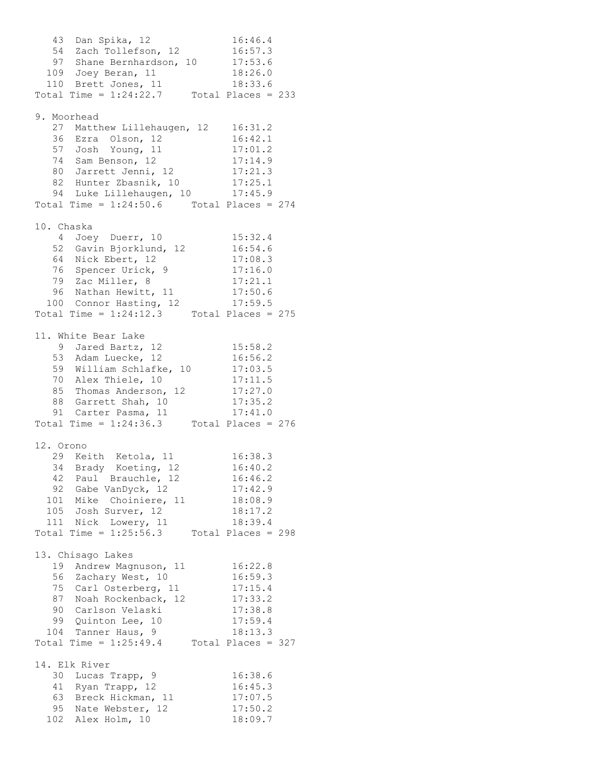```
   43  Dan Spika, 12              16:46.4
   54  Zach Tollefson, 12         16:57.3
   97  Shane Bernhardson, 10      17:53.6
  109  Joey Beran, 11             18:26.0
  110  Brett Jones, 11            18:33.6
Total Time = 1:24:22.7     Total Places = 233

9. Moorhead
   27  Matthew Lillehaugen, 12    16:31.2
   36  Ezra  Olson, 12            16:42.1
   57  Josh  Young, 11            17:01.2
   74  Sam Benson, 12             17:14.9
   80  Jarrett Jenni, 12          17:21.3
   82  Hunter Zbasnik, 10         17:25.1
   94  Luke Lillehaugen, 10       17:45.9
Total Time = 1:24:50.6     Total Places = 274

10. Chaska
    4  Joey  Duerr, 10            15:32.4
   52  Gavin Bjorklund, 12        16:54.6
   64  Nick Ebert, 12             17:08.3
   76  Spencer Urick, 9           17:16.0
   79  Zac Miller, 8              17:21.1
   96  Nathan Hewitt, 11          17:50.6
  100  Connor Hasting, 12         17:59.5
Total Time = 1:24:12.3     Total Places = 275

11. White Bear Lake
    9  Jared Bartz, 12            15:58.2
   53  Adam Luecke, 12            16:56.2
   59  William Schlafke, 10       17:03.5
   70  Alex Thiele, 10            17:11.5
   85  Thomas Anderson, 12        17:27.0
   88  Garrett Shah, 10           17:35.2
   91  Carter Pasma, 11           17:41.0
Total Time = 1:24:36.3     Total Places = 276

12. Orono
   29  Keith  Ketola, 11          16:38.3
   34  Brady  Koeting, 12         16:40.2
   42  Paul  Brauchle, 12         16:46.2
   92  Gabe VanDyck, 12           17:42.9
  101  Mike  Choiniere, 11        18:08.9
  105  Josh Surver, 12            18:17.2
  111  Nick  Lowery, 11           18:39.4
Total Time = 1:25:56.3     Total Places = 298

13. Chisago Lakes
   19  Andrew Magnuson, 11        16:22.8
   56  Zachary West, 10           16:59.3
   75  Carl Osterberg, 11         17:15.4
   87  Noah Rockenback, 12        17:33.2
   90  Carlson Velaski            17:38.8
   99  Quinton Lee, 10            17:59.4
  104  Tanner Haus, 9             18:13.3
Total Time = 1:25:49.4     Total Places = 327

14. Elk River
   30  Lucas Trapp, 9             16:38.6
   41  Ryan Trapp, 12             16:45.3
   63  Breck Hickman, 11          17:07.5
   95  Nate Webster, 12           17:50.2
  102  Alex Holm, 10              18:09.7
```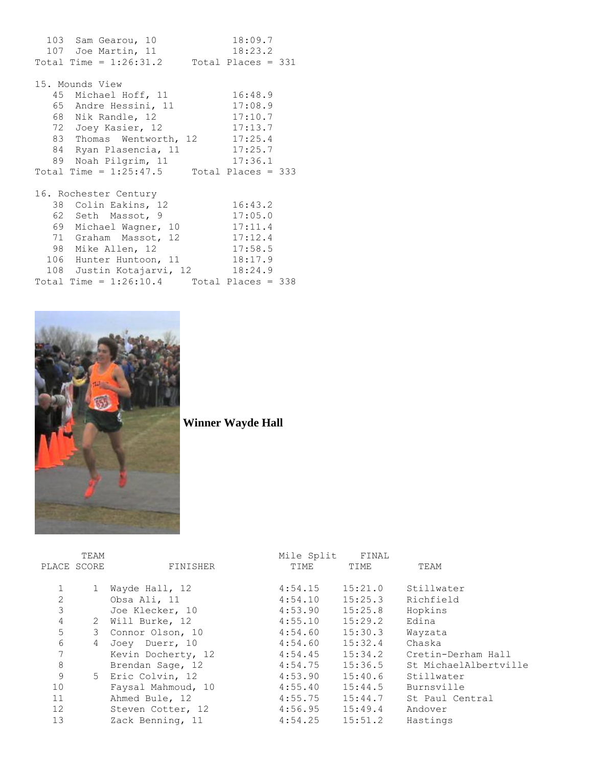```
  103  Sam Gearou, 10             18:09.7
  107  Joe Martin, 11             18:23.2
Total Time = 1:26:31.2     Total Places = 331

15. Mounds View
   45  Michael Hoff, 11           16:48.9
   65  Andre Hessini, 11          17:08.9
   68  Nik Randle, 12             17:10.7
   72  Joey Kasier, 12            17:13.7
   83  Thomas  Wentworth, 12      17:25.4
   84  Ryan Plasencia, 11         17:25.7
   89  Noah Pilgrim, 11           17:36.1
Total Time = 1:25:47.5     Total Places = 333

16. Rochester Century
   38  Colin Eakins, 12           16:43.2
   62  Seth  Massot, 9            17:05.0
   69  Michael Wagner, 10         17:11.4
   71  Graham  Massot, 12         17:12.4
   98  Mike Allen, 12             17:58.5
  106  Hunter Huntoon, 11         18:17.9
  108  Justin Kotajarvi, 12       18:24.9
Total Time = 1:26:10.4     Total Places = 338
```

**Winner Wayde Hall**

| PLACE | TEAM SCORE | FINISHER | Mile Split TIME | FINAL TIME | TEAM |
|---|---|---|---|---|---|
| 1 | 1 | Wayde Hall, 12 | 4:54.15 | 15:21.0 | Stillwater |
| 2 | | Obsa Ali, 11 | 4:54.10 | 15:25.3 | Richfield |
| 3 | | Joe Klecker, 10 | 4:53.90 | 15:25.8 | Hopkins |
| 4 | 2 | Will Burke, 12 | 4:55.10 | 15:29.2 | Edina |
| 5 | 3 | Connor Olson, 10 | 4:54.60 | 15:30.3 | Wayzata |
| 6 | 4 | Joey  Duerr, 10 | 4:54.60 | 15:32.4 | Chaska |
| 7 | | Kevin Docherty, 12 | 4:54.45 | 15:34.2 | Cretin-Derham Hall |
| 8 | | Brendan Sage, 12 | 4:54.75 | 15:36.5 | St MichaelAlbertville |
| 9 | 5 | Eric Colvin, 12 | 4:53.90 | 15:40.6 | Stillwater |
| 10 | | Faysal Mahmoud, 10 | 4:55.40 | 15:44.5 | Burnsville |
| 11 | | Ahmed Bule, 12 | 4:55.75 | 15:44.7 | St Paul Central |
| 12 | | Steven Cotter, 12 | 4:56.95 | 15:49.4 | Andover |
| 13 | | Zack Benning, 11 | 4:54.25 | 15:51.2 | Hastings |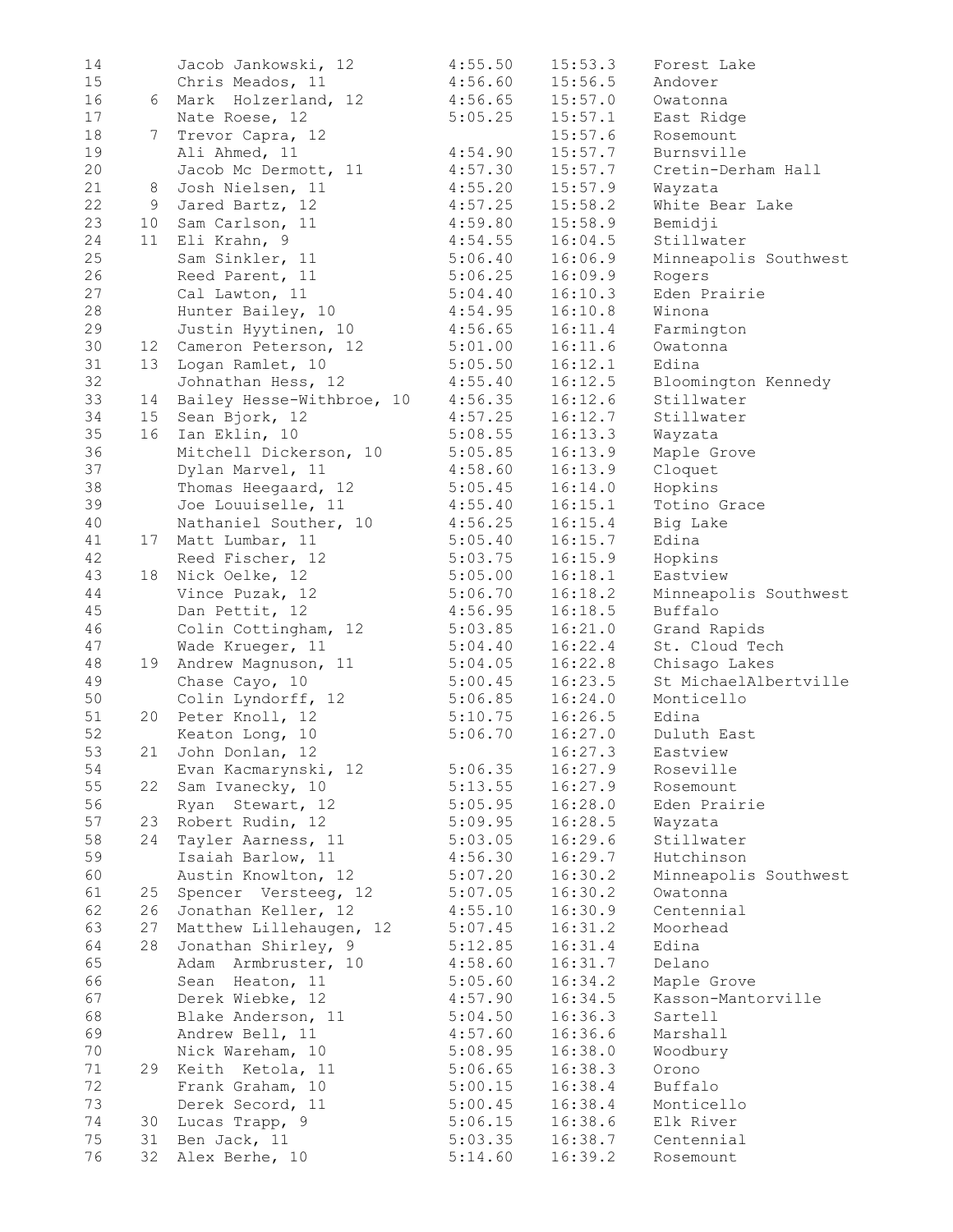| Place | Team Place | Name, Grade | Split | Time | School |
|---|---|---|---|---|---|
| 14 | | Jacob Jankowski, 12 | 4:55.50 | 15:53.3 | Forest Lake |
| 15 | | Chris Meados, 11 | 4:56.60 | 15:56.5 | Andover |
| 16 | 6 | Mark Holzerland, 12 | 4:56.65 | 15:57.0 | Owatonna |
| 17 | | Nate Roese, 12 | 5:05.25 | 15:57.1 | East Ridge |
| 18 | 7 | Trevor Capra, 12 | | 15:57.6 | Rosemount |
| 19 | | Ali Ahmed, 11 | 4:54.90 | 15:57.7 | Burnsville |
| 20 | | Jacob Mc Dermott, 11 | 4:57.30 | 15:57.7 | Cretin-Derham Hall |
| 21 | 8 | Josh Nielsen, 11 | 4:55.20 | 15:57.9 | Wayzata |
| 22 | 9 | Jared Bartz, 12 | 4:57.25 | 15:58.2 | White Bear Lake |
| 23 | 10 | Sam Carlson, 11 | 4:59.80 | 15:58.9 | Bemidji |
| 24 | 11 | Eli Krahn, 9 | 4:54.55 | 16:04.5 | Stillwater |
| 25 | | Sam Sinkler, 11 | 5:06.40 | 16:06.9 | Minneapolis Southwest |
| 26 | | Reed Parent, 11 | 5:06.25 | 16:09.9 | Rogers |
| 27 | | Cal Lawton, 11 | 5:04.40 | 16:10.3 | Eden Prairie |
| 28 | | Hunter Bailey, 10 | 4:54.95 | 16:10.8 | Winona |
| 29 | | Justin Hyytinen, 10 | 4:56.65 | 16:11.4 | Farmington |
| 30 | 12 | Cameron Peterson, 12 | 5:01.00 | 16:11.6 | Owatonna |
| 31 | 13 | Logan Ramlet, 10 | 5:05.50 | 16:12.1 | Edina |
| 32 | | Johnathan Hess, 12 | 4:55.40 | 16:12.5 | Bloomington Kennedy |
| 33 | 14 | Bailey Hesse-Withbroe, 10 | 4:56.35 | 16:12.6 | Stillwater |
| 34 | 15 | Sean Bjork, 12 | 4:57.25 | 16:12.7 | Stillwater |
| 35 | 16 | Ian Eklin, 10 | 5:08.55 | 16:13.3 | Wayzata |
| 36 | | Mitchell Dickerson, 10 | 5:05.85 | 16:13.9 | Maple Grove |
| 37 | | Dylan Marvel, 11 | 4:58.60 | 16:13.9 | Cloquet |
| 38 | | Thomas Heegaard, 12 | 5:05.45 | 16:14.0 | Hopkins |
| 39 | | Joe Louuiselle, 11 | 4:55.40 | 16:15.1 | Totino Grace |
| 40 | | Nathaniel Souther, 10 | 4:56.25 | 16:15.4 | Big Lake |
| 41 | 17 | Matt Lumbar, 11 | 5:05.40 | 16:15.7 | Edina |
| 42 | | Reed Fischer, 12 | 5:03.75 | 16:15.9 | Hopkins |
| 43 | 18 | Nick Oelke, 12 | 5:05.00 | 16:18.1 | Eastview |
| 44 | | Vince Puzak, 12 | 5:06.70 | 16:18.2 | Minneapolis Southwest |
| 45 | | Dan Pettit, 12 | 4:56.95 | 16:18.5 | Buffalo |
| 46 | | Colin Cottingham, 12 | 5:03.85 | 16:21.0 | Grand Rapids |
| 47 | | Wade Krueger, 11 | 5:04.40 | 16:22.4 | St. Cloud Tech |
| 48 | 19 | Andrew Magnuson, 11 | 5:04.05 | 16:22.8 | Chisago Lakes |
| 49 | | Chase Cayo, 10 | 5:00.45 | 16:23.5 | St MichaelAlbertville |
| 50 | | Colin Lyndorff, 12 | 5:06.85 | 16:24.0 | Monticello |
| 51 | 20 | Peter Knoll, 12 | 5:10.75 | 16:26.5 | Edina |
| 52 | | Keaton Long, 10 | 5:06.70 | 16:27.0 | Duluth East |
| 53 | 21 | John Donlan, 12 | | 16:27.3 | Eastview |
| 54 | | Evan Kacmarynski, 12 | 5:06.35 | 16:27.9 | Roseville |
| 55 | 22 | Sam Ivanecky, 10 | 5:13.55 | 16:27.9 | Rosemount |
| 56 | | Ryan Stewart, 12 | 5:05.95 | 16:28.0 | Eden Prairie |
| 57 | 23 | Robert Rudin, 12 | 5:09.95 | 16:28.5 | Wayzata |
| 58 | 24 | Tayler Aarness, 11 | 5:03.05 | 16:29.6 | Stillwater |
| 59 | | Isaiah Barlow, 11 | 4:56.30 | 16:29.7 | Hutchinson |
| 60 | | Austin Knowlton, 12 | 5:07.20 | 16:30.2 | Minneapolis Southwest |
| 61 | 25 | Spencer Versteeg, 12 | 5:07.05 | 16:30.2 | Owatonna |
| 62 | 26 | Jonathan Keller, 12 | 4:55.10 | 16:30.9 | Centennial |
| 63 | 27 | Matthew Lillehaugen, 12 | 5:07.45 | 16:31.2 | Moorhead |
| 64 | 28 | Jonathan Shirley, 9 | 5:12.85 | 16:31.4 | Edina |
| 65 | | Adam Armbruster, 10 | 4:58.60 | 16:31.7 | Delano |
| 66 | | Sean Heaton, 11 | 5:05.60 | 16:34.2 | Maple Grove |
| 67 | | Derek Wiebke, 12 | 4:57.90 | 16:34.5 | Kasson-Mantorville |
| 68 | | Blake Anderson, 11 | 5:04.50 | 16:36.3 | Sartell |
| 69 | | Andrew Bell, 11 | 4:57.60 | 16:36.6 | Marshall |
| 70 | | Nick Wareham, 10 | 5:08.95 | 16:38.0 | Woodbury |
| 71 | 29 | Keith Ketola, 11 | 5:06.65 | 16:38.3 | Orono |
| 72 | | Frank Graham, 10 | 5:00.15 | 16:38.4 | Buffalo |
| 73 | | Derek Secord, 11 | 5:00.45 | 16:38.4 | Monticello |
| 74 | 30 | Lucas Trapp, 9 | 5:06.15 | 16:38.6 | Elk River |
| 75 | 31 | Ben Jack, 11 | 5:03.35 | 16:38.7 | Centennial |
| 76 | 32 | Alex Berhe, 10 | 5:14.60 | 16:39.2 | Rosemount |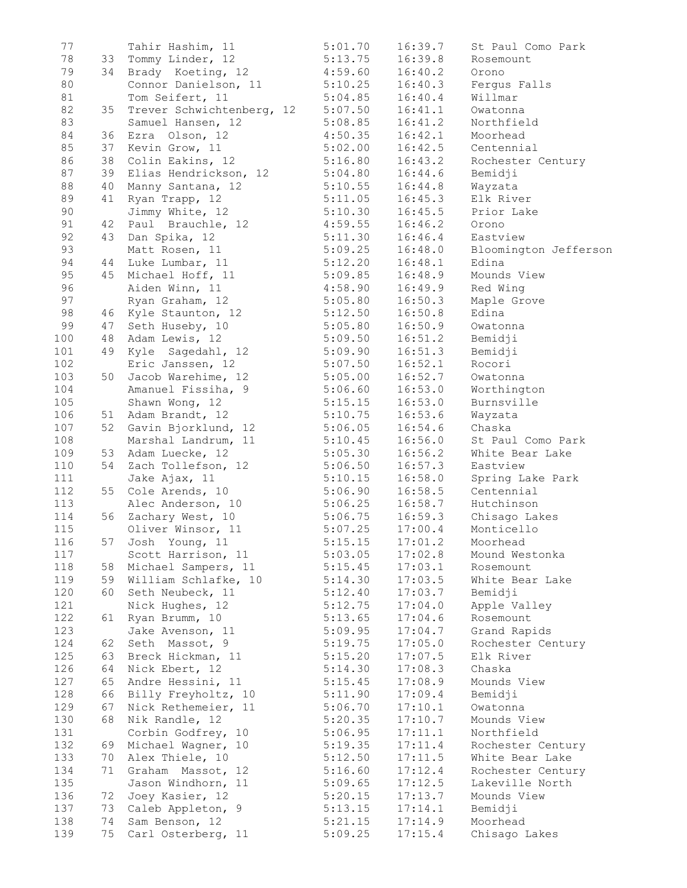| | | | | | |
|---|---|---|---|---|---|
| 77 | | Tahir Hashim, 11 | 5:01.70 | 16:39.7 | St Paul Como Park |
| 78 | 33 | Tommy Linder, 12 | 5:13.75 | 16:39.8 | Rosemount |
| 79 | 34 | Brady Koeting, 12 | 4:59.60 | 16:40.2 | Orono |
| 80 | | Connor Danielson, 11 | 5:10.25 | 16:40.3 | Fergus Falls |
| 81 | | Tom Seifert, 11 | 5:04.85 | 16:40.4 | Willmar |
| 82 | 35 | Trever Schwichtenberg, 12 | 5:07.50 | 16:41.1 | Owatonna |
| 83 | | Samuel Hansen, 12 | 5:08.85 | 16:41.2 | Northfield |
| 84 | 36 | Ezra Olson, 12 | 4:50.35 | 16:42.1 | Moorhead |
| 85 | 37 | Kevin Grow, 11 | 5:02.00 | 16:42.5 | Centennial |
| 86 | 38 | Colin Eakins, 12 | 5:16.80 | 16:43.2 | Rochester Century |
| 87 | 39 | Elias Hendrickson, 12 | 5:04.80 | 16:44.6 | Bemidji |
| 88 | 40 | Manny Santana, 12 | 5:10.55 | 16:44.8 | Wayzata |
| 89 | 41 | Ryan Trapp, 12 | 5:11.05 | 16:45.3 | Elk River |
| 90 | | Jimmy White, 12 | 5:10.30 | 16:45.5 | Prior Lake |
| 91 | 42 | Paul Brauchle, 12 | 4:59.55 | 16:46.2 | Orono |
| 92 | 43 | Dan Spika, 12 | 5:11.30 | 16:46.4 | Eastview |
| 93 | | Matt Rosen, 11 | 5:09.25 | 16:48.0 | Bloomington Jefferson |
| 94 | 44 | Luke Lumbar, 11 | 5:12.20 | 16:48.1 | Edina |
| 95 | 45 | Michael Hoff, 11 | 5:09.85 | 16:48.9 | Mounds View |
| 96 | | Aiden Winn, 11 | 4:58.90 | 16:49.9 | Red Wing |
| 97 | | Ryan Graham, 12 | 5:05.80 | 16:50.3 | Maple Grove |
| 98 | 46 | Kyle Staunton, 12 | 5:12.50 | 16:50.8 | Edina |
| 99 | 47 | Seth Huseby, 10 | 5:05.80 | 16:50.9 | Owatonna |
| 100 | 48 | Adam Lewis, 12 | 5:09.50 | 16:51.2 | Bemidji |
| 101 | 49 | Kyle Sagedahl, 12 | 5:09.90 | 16:51.3 | Bemidji |
| 102 | | Eric Janssen, 12 | 5:07.50 | 16:52.1 | Rocori |
| 103 | 50 | Jacob Warehime, 12 | 5:05.00 | 16:52.7 | Owatonna |
| 104 | | Amanuel Fissiha, 9 | 5:06.60 | 16:53.0 | Worthington |
| 105 | | Shawn Wong, 12 | 5:15.15 | 16:53.0 | Burnsville |
| 106 | 51 | Adam Brandt, 12 | 5:10.75 | 16:53.6 | Wayzata |
| 107 | 52 | Gavin Bjorklund, 12 | 5:06.05 | 16:54.6 | Chaska |
| 108 | | Marshal Landrum, 11 | 5:10.45 | 16:56.0 | St Paul Como Park |
| 109 | 53 | Adam Luecke, 12 | 5:05.30 | 16:56.2 | White Bear Lake |
| 110 | 54 | Zach Tollefson, 12 | 5:06.50 | 16:57.3 | Eastview |
| 111 | | Jake Ajax, 11 | 5:10.15 | 16:58.0 | Spring Lake Park |
| 112 | 55 | Cole Arends, 10 | 5:06.90 | 16:58.5 | Centennial |
| 113 | | Alec Anderson, 10 | 5:06.25 | 16:58.7 | Hutchinson |
| 114 | 56 | Zachary West, 10 | 5:06.75 | 16:59.3 | Chisago Lakes |
| 115 | | Oliver Winsor, 11 | 5:07.25 | 17:00.4 | Monticello |
| 116 | 57 | Josh Young, 11 | 5:15.15 | 17:01.2 | Moorhead |
| 117 | | Scott Harrison, 11 | 5:03.05 | 17:02.8 | Mound Westonka |
| 118 | 58 | Michael Sampers, 11 | 5:15.45 | 17:03.1 | Rosemount |
| 119 | 59 | William Schlafke, 10 | 5:14.30 | 17:03.5 | White Bear Lake |
| 120 | 60 | Seth Neubeck, 11 | 5:12.40 | 17:03.7 | Bemidji |
| 121 | | Nick Hughes, 12 | 5:12.75 | 17:04.0 | Apple Valley |
| 122 | 61 | Ryan Brumm, 10 | 5:13.65 | 17:04.6 | Rosemount |
| 123 | | Jake Avenson, 11 | 5:09.95 | 17:04.7 | Grand Rapids |
| 124 | 62 | Seth Massot, 9 | 5:19.75 | 17:05.0 | Rochester Century |
| 125 | 63 | Breck Hickman, 11 | 5:15.20 | 17:07.5 | Elk River |
| 126 | 64 | Nick Ebert, 12 | 5:14.30 | 17:08.3 | Chaska |
| 127 | 65 | Andre Hessini, 11 | 5:15.45 | 17:08.9 | Mounds View |
| 128 | 66 | Billy Freyholtz, 10 | 5:11.90 | 17:09.4 | Bemidji |
| 129 | 67 | Nick Rethemeier, 11 | 5:06.70 | 17:10.1 | Owatonna |
| 130 | 68 | Nik Randle, 12 | 5:20.35 | 17:10.7 | Mounds View |
| 131 | | Corbin Godfrey, 10 | 5:06.95 | 17:11.1 | Northfield |
| 132 | 69 | Michael Wagner, 10 | 5:19.35 | 17:11.4 | Rochester Century |
| 133 | 70 | Alex Thiele, 10 | 5:12.50 | 17:11.5 | White Bear Lake |
| 134 | 71 | Graham Massot, 12 | 5:16.60 | 17:12.4 | Rochester Century |
| 135 | | Jason Windhorn, 11 | 5:09.65 | 17:12.5 | Lakeville North |
| 136 | 72 | Joey Kasier, 12 | 5:20.15 | 17:13.7 | Mounds View |
| 137 | 73 | Caleb Appleton, 9 | 5:13.15 | 17:14.1 | Bemidji |
| 138 | 74 | Sam Benson, 12 | 5:21.15 | 17:14.9 | Moorhead |
| 139 | 75 | Carl Osterberg, 11 | 5:09.25 | 17:15.4 | Chisago Lakes |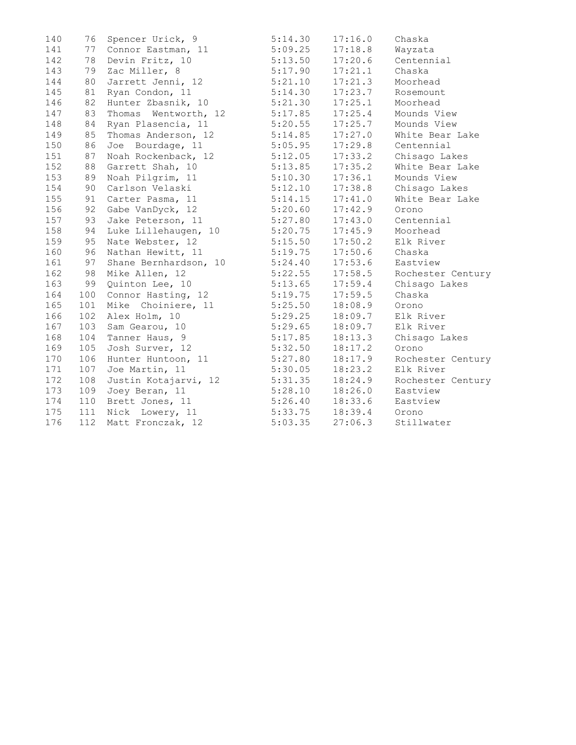| | | | | | |
|---|---|---|---|---|---|
| 140 | 76 | Spencer Urick, 9 | 5:14.30 | 17:16.0 | Chaska |
| 141 | 77 | Connor Eastman, 11 | 5:09.25 | 17:18.8 | Wayzata |
| 142 | 78 | Devin Fritz, 10 | 5:13.50 | 17:20.6 | Centennial |
| 143 | 79 | Zac Miller, 8 | 5:17.90 | 17:21.1 | Chaska |
| 144 | 80 | Jarrett Jenni, 12 | 5:21.10 | 17:21.3 | Moorhead |
| 145 | 81 | Ryan Condon, 11 | 5:14.30 | 17:23.7 | Rosemount |
| 146 | 82 | Hunter Zbasnik, 10 | 5:21.30 | 17:25.1 | Moorhead |
| 147 | 83 | Thomas Wentworth, 12 | 5:17.85 | 17:25.4 | Mounds View |
| 148 | 84 | Ryan Plasencia, 11 | 5:20.55 | 17:25.7 | Mounds View |
| 149 | 85 | Thomas Anderson, 12 | 5:14.85 | 17:27.0 | White Bear Lake |
| 150 | 86 | Joe Bourdage, 11 | 5:05.95 | 17:29.8 | Centennial |
| 151 | 87 | Noah Rockenback, 12 | 5:12.05 | 17:33.2 | Chisago Lakes |
| 152 | 88 | Garrett Shah, 10 | 5:13.85 | 17:35.2 | White Bear Lake |
| 153 | 89 | Noah Pilgrim, 11 | 5:10.30 | 17:36.1 | Mounds View |
| 154 | 90 | Carlson Velaski | 5:12.10 | 17:38.8 | Chisago Lakes |
| 155 | 91 | Carter Pasma, 11 | 5:14.15 | 17:41.0 | White Bear Lake |
| 156 | 92 | Gabe VanDyck, 12 | 5:20.60 | 17:42.9 | Orono |
| 157 | 93 | Jake Peterson, 11 | 5:27.80 | 17:43.0 | Centennial |
| 158 | 94 | Luke Lillehaugen, 10 | 5:20.75 | 17:45.9 | Moorhead |
| 159 | 95 | Nate Webster, 12 | 5:15.50 | 17:50.2 | Elk River |
| 160 | 96 | Nathan Hewitt, 11 | 5:19.75 | 17:50.6 | Chaska |
| 161 | 97 | Shane Bernhardson, 10 | 5:24.40 | 17:53.6 | Eastview |
| 162 | 98 | Mike Allen, 12 | 5:22.55 | 17:58.5 | Rochester Century |
| 163 | 99 | Quinton Lee, 10 | 5:13.65 | 17:59.4 | Chisago Lakes |
| 164 | 100 | Connor Hasting, 12 | 5:19.75 | 17:59.5 | Chaska |
| 165 | 101 | Mike Choiniere, 11 | 5:25.50 | 18:08.9 | Orono |
| 166 | 102 | Alex Holm, 10 | 5:29.25 | 18:09.7 | Elk River |
| 167 | 103 | Sam Gearou, 10 | 5:29.65 | 18:09.7 | Elk River |
| 168 | 104 | Tanner Haus, 9 | 5:17.85 | 18:13.3 | Chisago Lakes |
| 169 | 105 | Josh Surver, 12 | 5:32.50 | 18:17.2 | Orono |
| 170 | 106 | Hunter Huntoon, 11 | 5:27.80 | 18:17.9 | Rochester Century |
| 171 | 107 | Joe Martin, 11 | 5:30.05 | 18:23.2 | Elk River |
| 172 | 108 | Justin Kotajarvi, 12 | 5:31.35 | 18:24.9 | Rochester Century |
| 173 | 109 | Joey Beran, 11 | 5:28.10 | 18:26.0 | Eastview |
| 174 | 110 | Brett Jones, 11 | 5:26.40 | 18:33.6 | Eastview |
| 175 | 111 | Nick Lowery, 11 | 5:33.75 | 18:39.4 | Orono |
| 176 | 112 | Matt Fronczak, 12 | 5:03.35 | 27:06.3 | Stillwater |